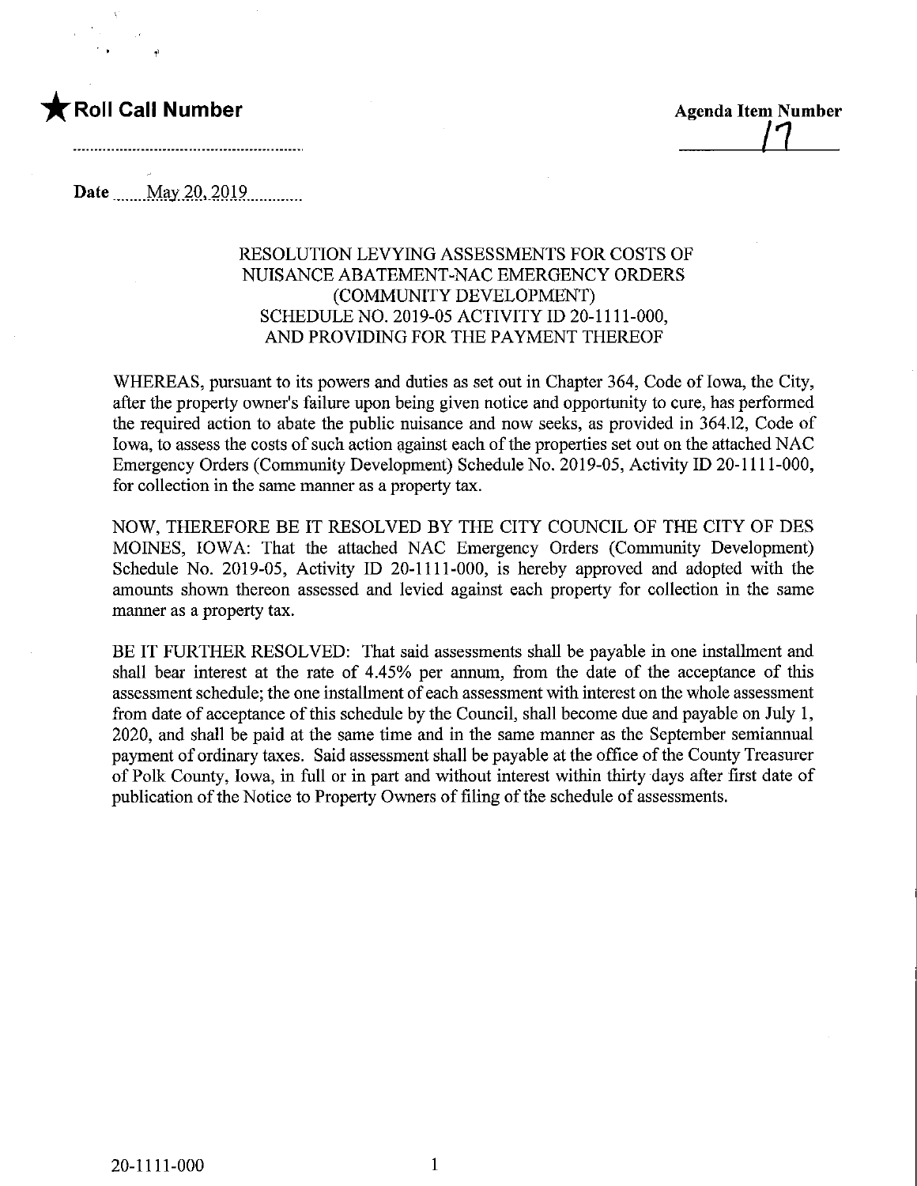★ **Roll Call Number**

**Agenda Item Number**
17

Date May 20, 2019

RESOLUTION LEVYING ASSESSMENTS FOR COSTS OF NUISANCE ABATEMENT-NAC EMERGENCY ORDERS (COMMUNITY DEVELOPMENT) SCHEDULE NO. 2019-05 ACTIVITY ID 20-1111-000, AND PROVIDING FOR THE PAYMENT THEREOF

WHEREAS, pursuant to its powers and duties as set out in Chapter 364, Code of Iowa, the City, after the property owner's failure upon being given notice and opportunity to cure, has performed the required action to abate the public nuisance and now seeks, as provided in 364.12, Code of Iowa, to assess the costs of such action against each of the properties set out on the attached NAC Emergency Orders (Community Development) Schedule No. 2019-05, Activity ID 20-1111-000, for collection in the same manner as a property tax.

NOW, THEREFORE BE IT RESOLVED BY THE CITY COUNCIL OF THE CITY OF DES MOINES, IOWA: That the attached NAC Emergency Orders (Community Development) Schedule No. 2019-05, Activity ID 20-1111-000, is hereby approved and adopted with the amounts shown thereon assessed and levied against each property for collection in the same manner as a property tax.

BE IT FURTHER RESOLVED: That said assessments shall be payable in one installment and shall bear interest at the rate of 4.45% per annum, from the date of the acceptance of this assessment schedule; the one installment of each assessment with interest on the whole assessment from date of acceptance of this schedule by the Council, shall become due and payable on July 1, 2020, and shall be paid at the same time and in the same manner as the September semiannual payment of ordinary taxes. Said assessment shall be payable at the office of the County Treasurer of Polk County, Iowa, in full or in part and without interest within thirty days after first date of publication of the Notice to Property Owners of filing of the schedule of assessments.

20-1111-000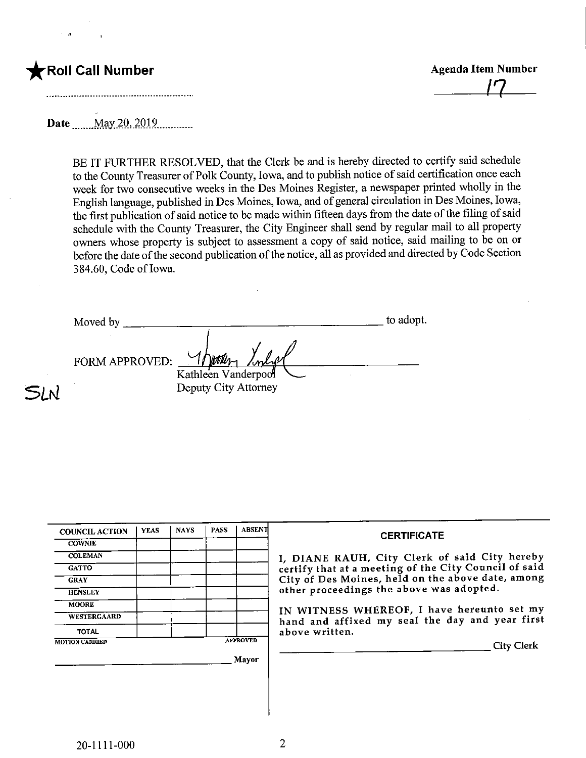★**Roll Call Number**

**Agenda Item Number**

17

**Date** May 20, 2019

BE IT FURTHER RESOLVED, that the Clerk be and is hereby directed to certify said schedule to the County Treasurer of Polk County, Iowa, and to publish notice of said certification once each week for two consecutive weeks in the Des Moines Register, a newspaper printed wholly in the English language, published in Des Moines, Iowa, and of general circulation in Des Moines, Iowa, the first publication of said notice to be made within fifteen days from the date of the filing of said schedule with the County Treasurer, the City Engineer shall send by regular mail to all property owners whose property is subject to assessment a copy of said notice, said mailing to be on or before the date of the second publication of the notice, all as provided and directed by Code Section 384.60, Code of Iowa.

Moved by ______________________________ to adopt.

FORM APPROVED: [signature]
Kathleen Vanderpool
Deputy City Attorney

SLN

| COUNCIL ACTION | YEAS | NAYS | PASS | ABSENT |
|---|---|---|---|---|
| COWNIE | | | | |
| COLEMAN | | | | |
| GATTO | | | | |
| GRAY | | | | |
| HENSLEY | | | | |
| MOORE | | | | |
| WESTERGAARD | | | | |
| TOTAL | | | | |

MOTION CARRIED — APPROVED

______________________________ Mayor

**CERTIFICATE**

I, DIANE RAUH, City Clerk of said City hereby certify that at a meeting of the City Council of said City of Des Moines, held on the above date, among other proceedings the above was adopted.

IN WITNESS WHEREOF, I have hereunto set my hand and affixed my seal the day and year first above written.

______________________________ City Clerk

20-1111-000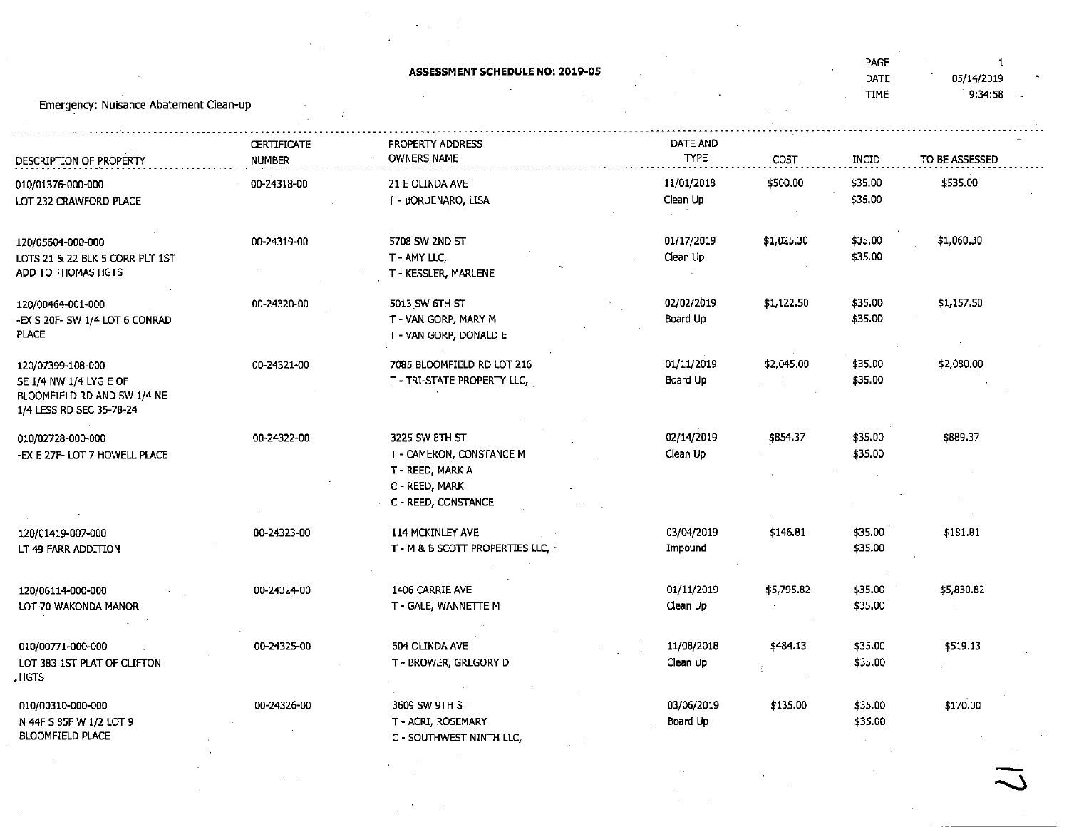**ASSESSMENT SCHEDULE NO: 2019-05**

PAGE 1
DATE 05/14/2019
TIME 9:34:58

Emergency: Nuisance Abatement Clean-up

| DESCRIPTION OF PROPERTY | CERTIFICATE NUMBER | PROPERTY ADDRESS OWNERS NAME | DATE AND TYPE | COST | INCID | TO BE ASSESSED |
|---|---|---|---|---|---|---|
| 010/01376-000-000 LOT 232 CRAWFORD PLACE | 00-24318-00 | 21 E OLINDA AVE T - BORDENARO, LISA | 11/01/2018 Clean Up | $500.00 | $35.00 $35.00 | $535.00 |
| 120/05604-000-000 LOTS 21 & 22 BLK 5 CORR PLT 1ST ADD TO THOMAS HGTS | 00-24319-00 | 5708 SW 2ND ST T - AMY LLC, T - KESSLER, MARLENE | 01/17/2019 Clean Up | $1,025.30 | $35.00 $35.00 | $1,060.30 |
| 120/00464-001-000 -EX S 20F- SW 1/4 LOT 6 CONRAD PLACE | 00-24320-00 | 5013 SW 6TH ST T - VAN GORP, MARY M T - VAN GORP, DONALD E | 02/02/2019 Board Up | $1,122.50 | $35.00 $35.00 | $1,157.50 |
| 120/07399-108-000 SE 1/4 NW 1/4 LYG E OF BLOOMFIELD RD AND SW 1/4 NE 1/4 LESS RD SEC 35-78-24 | 00-24321-00 | 7085 BLOOMFIELD RD LOT 216 T - TRI-STATE PROPERTY LLC, | 01/11/2019 Board Up | $2,045.00 | $35.00 $35.00 | $2,080.00 |
| 010/02728-000-000 -EX E 27F- LOT 7 HOWELL PLACE | 00-24322-00 | 3225 SW 8TH ST T - CAMERON, CONSTANCE M T - REED, MARK A C - REED, MARK C - REED, CONSTANCE | 02/14/2019 Clean Up | $854.37 | $35.00 $35.00 | $889.37 |
| 120/01419-007-000 LT 49 FARR ADDITION | 00-24323-00 | 114 MCKINLEY AVE T - M & B SCOTT PROPERTIES LLC, | 03/04/2019 Impound | $146.81 | $35.00 $35.00 | $181.81 |
| 120/06114-000-000 LOT 70 WAKONDA MANOR | 00-24324-00 | 1406 CARRIE AVE T - GALE, WANNETTE M | 01/11/2019 Clean Up | $5,795.82 | $35.00 $35.00 | $5,830.82 |
| 010/00771-000-000 LOT 383 1ST PLAT OF CLIFTON HGTS | 00-24325-00 | 604 OLINDA AVE T - BROWER, GREGORY D | 11/08/2018 Clean Up | $484.13 | $35.00 $35.00 | $519.13 |
| 010/00310-000-000 N 44F S 85F W 1/2 LOT 9 BLOOMFIELD PLACE | 00-24326-00 | 3609 SW 9TH ST T - ACRI, ROSEMARY C - SOUTHWEST NINTH LLC, | 03/06/2019 Board Up | $135.00 | $35.00 $35.00 | $170.00 |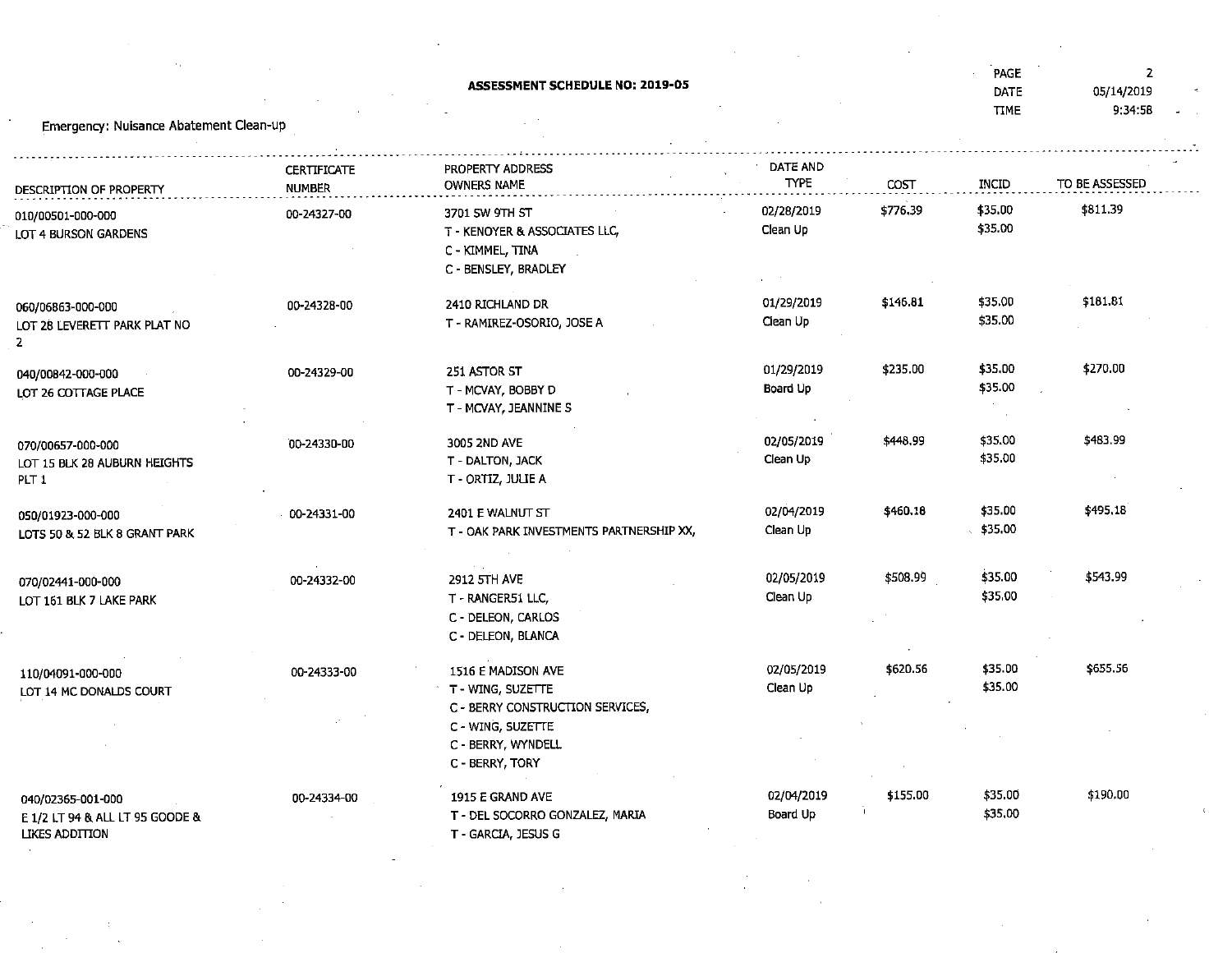## ASSESSMENT SCHEDULE NO: 2019-05

Emergency: Nuisance Abatement Clean-up

| DESCRIPTION OF PROPERTY | CERTIFICATE NUMBER | PROPERTY ADDRESS OWNERS NAME | DATE AND TYPE | COST | INCID | TO BE ASSESSED |
|---|---|---|---|---|---|---|
| 010/00501-000-000 LOT 4 BURSON GARDENS | 00-24327-00 | 3701 SW 9TH ST<br>T - KENOYER & ASSOCIATES LLC,<br>C - KIMMEL, TINA<br>C - BENSLEY, BRADLEY | 02/28/2019 Clean Up | $776.39 | $35.00<br>$35.00 | $811.39 |
| 060/06863-000-000 LOT 28 LEVERETT PARK PLAT NO 2 | 00-24328-00 | 2410 RICHLAND DR<br>T - RAMIREZ-OSORIO, JOSE A | 01/29/2019 Clean Up | $146.81 | $35.00<br>$35.00 | $181.81 |
| 040/00842-000-000 LOT 26 COTTAGE PLACE | 00-24329-00 | 251 ASTOR ST<br>T - MCVAY, BOBBY D<br>T - MCVAY, JEANNINE S | 01/29/2019 Board Up | $235.00 | $35.00<br>$35.00 | $270.00 |
| 070/00657-000-000 LOT 15 BLK 28 AUBURN HEIGHTS PLT 1 | 00-24330-00 | 3005 2ND AVE<br>T - DALTON, JACK<br>T - ORTIZ, JULIE A | 02/05/2019 Clean Up | $448.99 | $35.00<br>$35.00 | $483.99 |
| 050/01923-000-000 LOTS 50 & 52 BLK 8 GRANT PARK | 00-24331-00 | 2401 E WALNUT ST<br>T - OAK PARK INVESTMENTS PARTNERSHIP XX, | 02/04/2019 Clean Up | $460.18 | $35.00<br>$35.00 | $495.18 |
| 070/02441-000-000 LOT 161 BLK 7 LAKE PARK | 00-24332-00 | 2912 5TH AVE<br>T - RANGER51 LLC,<br>C - DELEON, CARLOS<br>C - DELEON, BLANCA | 02/05/2019 Clean Up | $508.99 | $35.00<br>$35.00 | $543.99 |
| 110/04091-000-000 LOT 14 MC DONALDS COURT | 00-24333-00 | 1516 E MADISON AVE<br>T - WING, SUZETTE<br>C - BERRY CONSTRUCTION SERVICES,<br>C - WING, SUZETTE<br>C - BERRY, WYNDELL<br>C - BERRY, TORY | 02/05/2019 Clean Up | $620.56 | $35.00<br>$35.00 | $655.56 |
| 040/02365-001-000 E 1/2 LT 94 & ALL LT 95 GOODE & LIKES ADDITION | 00-24334-00 | 1915 E GRAND AVE<br>T - DEL SOCORRO GONZALEZ, MARIA<br>T - GARCIA, JESUS G | 02/04/2019 Board Up | $155.00 | $35.00<br>$35.00 | $190.00 |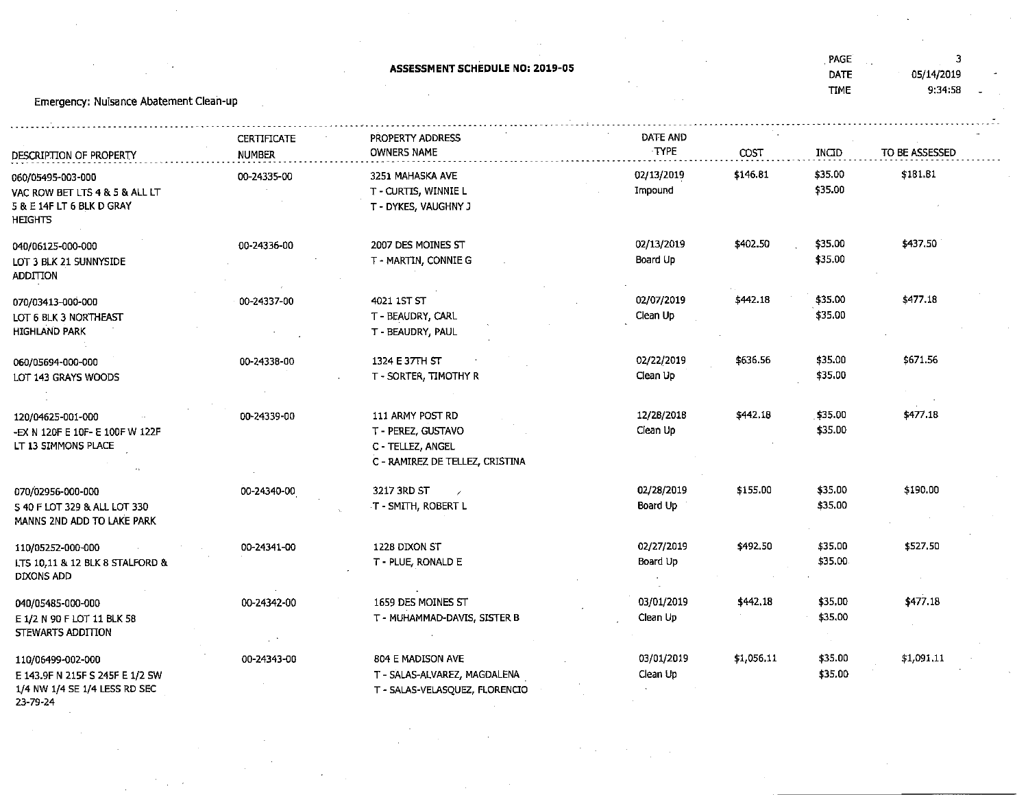## ASSESSMENT SCHEDULE NO: 2019-05

PAGE 3
DATE 05/14/2019
TIME 9:34:58

Emergency: Nuisance Abatement Clean-up

| DESCRIPTION OF PROPERTY | CERTIFICATE NUMBER | PROPERTY ADDRESS OWNERS NAME | DATE AND TYPE | COST | INCID | TO BE ASSESSED |
|---|---|---|---|---|---|---|
| 060/05495-003-000 VAC ROW BET LTS 4 & 5 & ALL LT 5 & E 14F LT 6 BLK D GRAY HEIGHTS | 00-24335-00 | 3251 MAHASKA AVE T - CURTIS, WINNIE L T - DYKES, VAUGHNY J | 02/13/2019 Impound | $146.81 | $35.00 $35.00 | $181.81 |
| 040/06125-000-000 LOT 3 BLK 21 SUNNYSIDE ADDITION | 00-24336-00 | 2007 DES MOINES ST T - MARTIN, CONNIE G | 02/13/2019 Board Up | $402.50 | $35.00 $35.00 | $437.50 |
| 070/03413-000-000 LOT 6 BLK 3 NORTHEAST HIGHLAND PARK | 00-24337-00 | 4021 1ST ST T - BEAUDRY, CARL T - BEAUDRY, PAUL | 02/07/2019 Clean Up | $442.18 | $35.00 $35.00 | $477.18 |
| 060/05694-000-000 LOT 143 GRAYS WOODS | 00-24338-00 | 1324 E 37TH ST T - SORTER, TIMOTHY R | 02/22/2019 Clean Up | $636.56 | $35.00 $35.00 | $671.56 |
| 120/04625-001-000 -EX N 120F E 10F- E 100F W 122F LT 13 SIMMONS PLACE | 00-24339-00 | 111 ARMY POST RD T - PEREZ, GUSTAVO C - TELLEZ, ANGEL C - RAMIREZ DE TELLEZ, CRISTINA | 12/28/2018 Clean Up | $442.18 | $35.00 $35.00 | $477.18 |
| 070/02956-000-000 S 40 F LOT 329 & ALL LOT 330 MANNS 2ND ADD TO LAKE PARK | 00-24340-00 | 3217 3RD ST T - SMITH, ROBERT L | 02/28/2019 Board Up | $155.00 | $35.00 $35.00 | $190.00 |
| 110/05252-000-000 LTS 10,11 & 12 BLK 8 STALFORD & DIXONS ADD | 00-24341-00 | 1228 DIXON ST T - PLUE, RONALD E | 02/27/2019 Board Up | $492.50 | $35.00 $35.00 | $527.50 |
| 040/05485-000-000 E 1/2 N 90 F LOT 11 BLK 58 STEWARTS ADDITION | 00-24342-00 | 1659 DES MOINES ST T - MUHAMMAD-DAVIS, SISTER B | 03/01/2019 Clean Up | $442.18 | $35.00 $35.00 | $477.18 |
| 110/06499-002-000 E 143.9F N 215F S 245F E 1/2 SW 1/4 NW 1/4 SE 1/4 LESS RD SEC 23-79-24 | 00-24343-00 | 804 E MADISON AVE T - SALAS-ALVAREZ, MAGDALENA T - SALAS-VELASQUEZ, FLORENCIO | 03/01/2019 Clean Up | $1,056.11 | $35.00 $35.00 | $1,091.11 |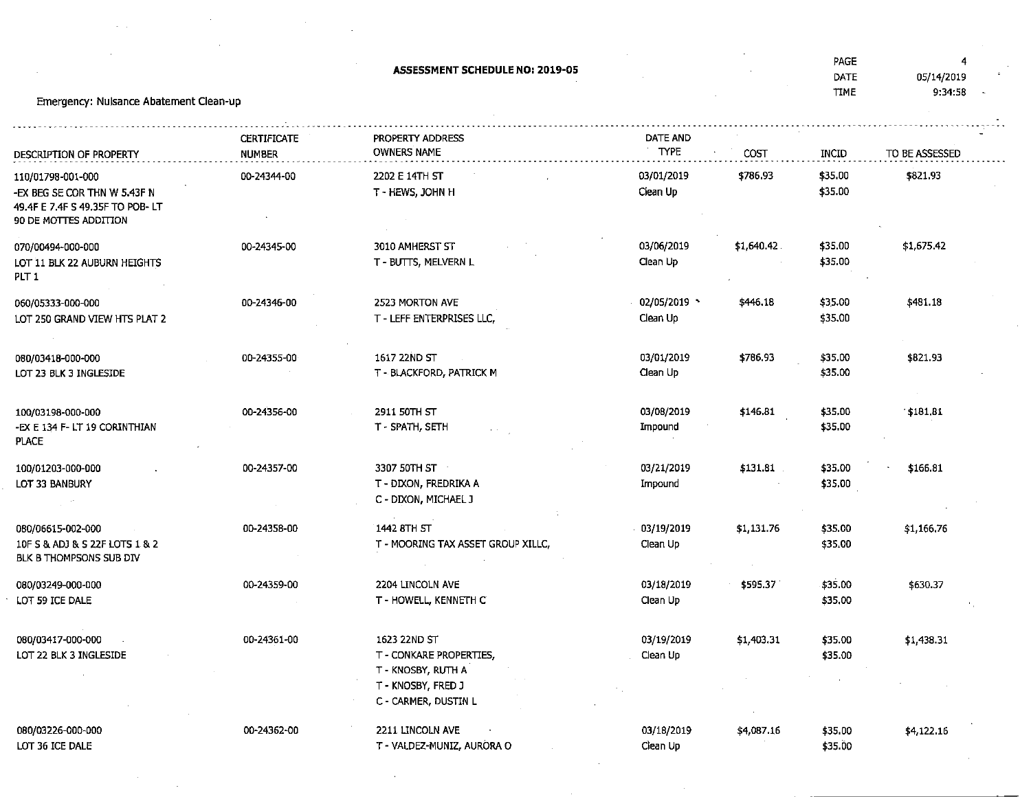## ASSESSMENT SCHEDULE NO: 2019-05

PAGE 4
DATE 05/14/2019
TIME 9:34:58

Emergency: Nuisance Abatement Clean-up

| DESCRIPTION OF PROPERTY | CERTIFICATE NUMBER | PROPERTY ADDRESS OWNERS NAME | DATE AND TYPE | COST | INCID | TO BE ASSESSED |
|---|---|---|---|---|---|---|
| 110/01798-001-000<br>-EX BEG SE COR THN W 5.43F N 49.4F E 7.4F S 49.35F TO POB- LT 90 DE MOTTES ADDITION | 00-24344-00 | 2202 E 14TH ST<br>T - HEWS, JOHN H | 03/01/2019<br>Clean Up | $786.93 | $35.00<br>$35.00 | $821.93 |
| 070/00494-000-000<br>LOT 11 BLK 22 AUBURN HEIGHTS PLT 1 | 00-24345-00 | 3010 AMHERST ST<br>T - BUTTS, MELVERN L | 03/06/2019<br>Clean Up | $1,640.42 | $35.00<br>$35.00 | $1,675.42 |
| 060/05333-000-000<br>LOT 250 GRAND VIEW HTS PLAT 2 | 00-24346-00 | 2523 MORTON AVE<br>T - LEFF ENTERPRISES LLC, | 02/05/2019<br>Clean Up | $446.18 | $35.00<br>$35.00 | $481.18 |
| 080/03418-000-000<br>LOT 23 BLK 3 INGLESIDE | 00-24355-00 | 1617 22ND ST<br>T - BLACKFORD, PATRICK M | 03/01/2019<br>Clean Up | $786.93 | $35.00<br>$35.00 | $821.93 |
| 100/03198-000-000<br>-EX E 134 F- LT 19 CORINTHIAN PLACE | 00-24356-00 | 2911 50TH ST<br>T - SPATH, SETH | 03/08/2019<br>Impound | $146.81 | $35.00<br>$35.00 | $181.81 |
| 100/01203-000-000<br>LOT 33 BANBURY | 00-24357-00 | 3307 50TH ST<br>T - DIXON, FREDRIKA A<br>C - DIXON, MICHAEL J | 03/21/2019<br>Impound | $131.81 | $35.00<br>$35.00 | $166.81 |
| 080/06615-002-000<br>10F S & ADJ & S 22F LOTS 1 & 2 BLK B THOMPSONS SUB DIV | 00-24358-00 | 1442 8TH ST<br>T - MOORING TAX ASSET GROUP XILLC, | 03/19/2019<br>Clean Up | $1,131.76 | $35.00<br>$35.00 | $1,166.76 |
| 080/03249-000-000<br>LOT 59 ICE DALE | 00-24359-00 | 2204 LINCOLN AVE<br>T - HOWELL, KENNETH C | 03/18/2019<br>Clean Up | $595.37 | $35.00<br>$35.00 | $630.37 |
| 080/03417-000-000<br>LOT 22 BLK 3 INGLESIDE | 00-24361-00 | 1623 22ND ST<br>T - CONKARE PROPERTIES,<br>T - KNOSBY, RUTH A<br>T - KNOSBY, FRED J<br>C - CARMER, DUSTIN L | 03/19/2019<br>Clean Up | $1,403.31 | $35.00<br>$35.00 | $1,438.31 |
| 080/03226-000-000<br>LOT 36 ICE DALE | 00-24362-00 | 2211 LINCOLN AVE<br>T - VALDEZ-MUNIZ, AURORA O | 03/18/2019<br>Clean Up | $4,087.16 | $35.00<br>$35.00 | $4,122.16 |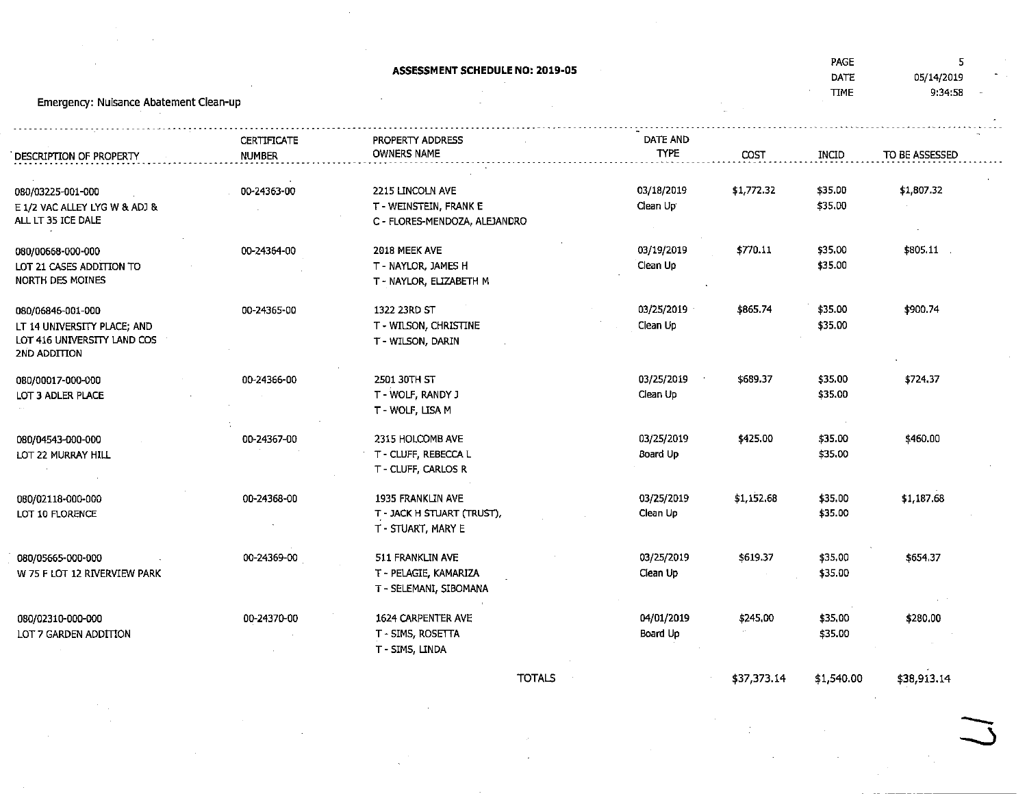## ASSESSMENT SCHEDULE NO: 2019-05

PAGE 5
DATE 05/14/2019
TIME 9:34:58

Emergency: Nuisance Abatement Clean-up

| DESCRIPTION OF PROPERTY | CERTIFICATE NUMBER | PROPERTY ADDRESS OWNERS NAME | DATE AND TYPE | COST | INCID | TO BE ASSESSED |
|---|---|---|---|---|---|---|
| 080/03225-001-000<br>E 1/2 VAC ALLEY LYG W & ADJ &<br>ALL LT 35 ICE DALE | 00-24363-00 | 2215 LINCOLN AVE<br>T - WEINSTEIN, FRANK E<br>C - FLORES-MENDOZA, ALEJANDRO | 03/18/2019<br>Clean Up | $1,772.32 | $35.00<br>$35.00 | $1,807.32 |
| 080/00668-000-000<br>LOT 21 CASES ADDITION TO<br>NORTH DES MOINES | 00-24364-00 | 2018 MEEK AVE<br>T - NAYLOR, JAMES H<br>T - NAYLOR, ELIZABETH M | 03/19/2019<br>Clean Up | $770.11 | $35.00<br>$35.00 | $805.11 |
| 080/06846-001-000<br>LT 14 UNIVERSITY PLACE; AND<br>LOT 416 UNIVERSITY LAND COS<br>2ND ADDITION | 00-24365-00 | 1322 23RD ST<br>T - WILSON, CHRISTINE<br>T - WILSON, DARIN | 03/25/2019<br>Clean Up | $865.74 | $35.00<br>$35.00 | $900.74 |
| 080/00017-000-000<br>LOT 3 ADLER PLACE | 00-24366-00 | 2501 30TH ST<br>T - WOLF, RANDY J<br>T - WOLF, LISA M | 03/25/2019<br>Clean Up | $689.37 | $35.00<br>$35.00 | $724.37 |
| 080/04543-000-000<br>LOT 22 MURRAY HILL | 00-24367-00 | 2315 HOLCOMB AVE<br>T - CLUFF, REBECCA L<br>T - CLUFF, CARLOS R | 03/25/2019<br>Board Up | $425.00 | $35.00<br>$35.00 | $460.00 |
| 080/02118-000-000<br>LOT 10 FLORENCE | 00-24368-00 | 1935 FRANKLIN AVE<br>T - JACK H STUART (TRUST),<br>T - STUART, MARY E | 03/25/2019<br>Clean Up | $1,152.68 | $35.00<br>$35.00 | $1,187.68 |
| 080/05665-000-000<br>W 75 F LOT 12 RIVERVIEW PARK | 00-24369-00 | 511 FRANKLIN AVE<br>T - PELAGIE, KAMARIZA<br>T - SELEMANI, SIBOMANA | 03/25/2019<br>Clean Up | $619.37 | $35.00<br>$35.00 | $654.37 |
| 080/02310-000-000<br>LOT 7 GARDEN ADDITION | 00-24370-00 | 1624 CARPENTER AVE<br>T - SIMS, ROSETTA<br>T - SIMS, LINDA | 04/01/2019<br>Board Up | $245.00 | $35.00<br>$35.00 | $280.00 |
| | | TOTALS | | $37,373.14 | $1,540.00 | $38,913.14 |